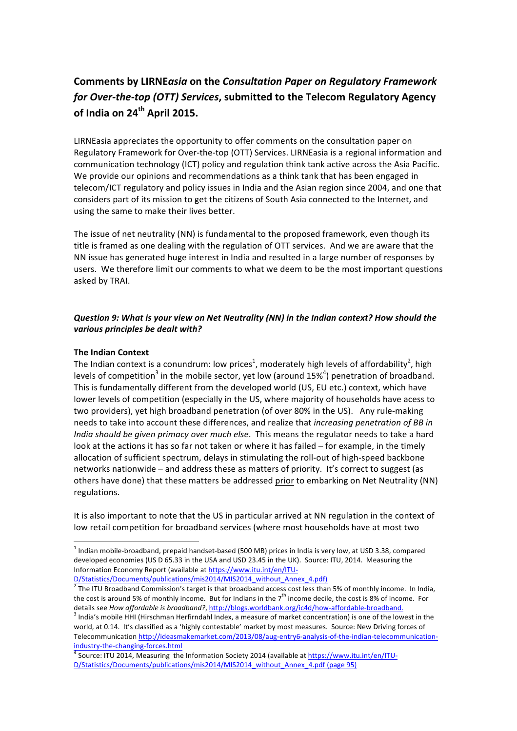## Comments by LIRNE*asia* on the *Consultation Paper on Regulatory Framework for Over-the-top (OTT) Services*, submitted to the Telecom Regulatory Agency of India on 24th April 2015.

LIRNEasia appreciates the opportunity to offer comments on the consultation paper on Regulatory Framework for Over-the-top (OTT) Services. LIRNEasia is a regional information and communication technology (ICT) policy and regulation think tank active across the Asia Pacific. We provide our opinions and recommendations as a think tank that has been engaged in telecom/ICT regulatory and policy issues in India and the Asian region since 2004, and one that considers part of its mission to get the citizens of South Asia connected to the Internet, and using the same to make their lives better.

The issue of net neutrality (NN) is fundamental to the proposed framework, even though its title is framed as one dealing with the regulation of OTT services. And we are aware that the NN issue has generated huge interest in India and resulted in a large number of responses by users. We therefore limit our comments to what we deem to be the most important questions asked by TRAI.

### *Question 9: What is your view on Net Neutrality (NN) in the Indian context? How should the various principles be dealt with?*

**The Indian Context**

The Indian context is a conundrum: low prices[1], moderately high levels of affordability[2], high levels of competition[3] in the mobile sector, yet low (around 15%[4]) penetration of broadband. This is fundamentally different from the developed world (US, EU etc.) context, which have lower levels of competition (especially in the US, where majority of households have acess to two providers), yet high broadband penetration (of over 80% in the US). Any rule-making needs to take into account these differences, and realize that *increasing penetration of BB in India should be given primacy over much else*. This means the regulator needs to take a hard look at the actions it has so far not taken or where it has failed – for example, in the timely allocation of sufficient spectrum, delays in stimulating the roll-out of high-speed backbone networks nationwide – and address these as matters of priority. It's correct to suggest (as others have done) that these matters be addressed <u>prior</u> to embarking on Net Neutrality (NN) regulations.

It is also important to note that the US in particular arrived at NN regulation in the context of low retail competition for broadband services (where most households have at most two

---

[1] Indian mobile-broadband, prepaid handset-based (500 MB) prices in India is very low, at USD 3.38, compared developed economies (US D 65.33 in the USA and USD 23.45 in the UK). Source: ITU, 2014. Measuring the Information Economy Report (available at https://www.itu.int/en/ITU-D/Statistics/Documents/publications/mis2014/MIS2014_without_Annex_4.pdf)

[2] The ITU Broadband Commission's target is that broadband access cost less than 5% of monthly income. In India, the cost is around 5% of monthly income. But for Indians in the 7th income decile, the cost is 8% of income. For details see *How affordable is broadband?*, http://blogs.worldbank.org/ic4d/how-affordable-broadband.

[3] India's mobile HHI (Hirschman Herfirndahl Index, a measure of market concentration) is one of the lowest in the world, at 0.14. It's classified as a 'highly contestable' market by most measures. Source: New Driving forces of Telecommunication http://ideasmakemarket.com/2013/08/aug-entry6-analysis-of-the-indian-telecommunication-industry-the-changing-forces.html

[4] Source: ITU 2014, Measuring the Information Society 2014 (available at https://www.itu.int/en/ITU-D/Statistics/Documents/publications/mis2014/MIS2014_without_Annex_4.pdf (page 95)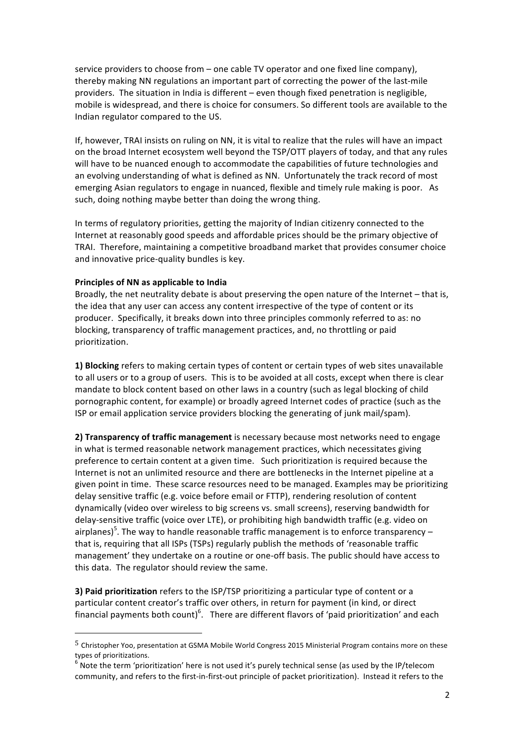service providers to choose from – one cable TV operator and one fixed line company), thereby making NN regulations an important part of correcting the power of the last-mile providers. The situation in India is different – even though fixed penetration is negligible, mobile is widespread, and there is choice for consumers. So different tools are available to the Indian regulator compared to the US.

If, however, TRAI insists on ruling on NN, it is vital to realize that the rules will have an impact on the broad Internet ecosystem well beyond the TSP/OTT players of today, and that any rules will have to be nuanced enough to accommodate the capabilities of future technologies and an evolving understanding of what is defined as NN. Unfortunately the track record of most emerging Asian regulators to engage in nuanced, flexible and timely rule making is poor. As such, doing nothing maybe better than doing the wrong thing.

In terms of regulatory priorities, getting the majority of Indian citizenry connected to the Internet at reasonably good speeds and affordable prices should be the primary objective of TRAI. Therefore, maintaining a competitive broadband market that provides consumer choice and innovative price-quality bundles is key.

**Principles of NN as applicable to India**

Broadly, the net neutrality debate is about preserving the open nature of the Internet – that is, the idea that any user can access any content irrespective of the type of content or its producer. Specifically, it breaks down into three principles commonly referred to as: no blocking, transparency of traffic management practices, and, no throttling or paid prioritization.

**1) Blocking** refers to making certain types of content or certain types of web sites unavailable to all users or to a group of users. This is to be avoided at all costs, except when there is clear mandate to block content based on other laws in a country (such as legal blocking of child pornographic content, for example) or broadly agreed Internet codes of practice (such as the ISP or email application service providers blocking the generating of junk mail/spam).

**2) Transparency of traffic management** is necessary because most networks need to engage in what is termed reasonable network management practices, which necessitates giving preference to certain content at a given time. Such prioritization is required because the Internet is not an unlimited resource and there are bottlenecks in the Internet pipeline at a given point in time. These scarce resources need to be managed. Examples may be prioritizing delay sensitive traffic (e.g. voice before email or FTTP), rendering resolution of content dynamically (video over wireless to big screens vs. small screens), reserving bandwidth for delay-sensitive traffic (voice over LTE), or prohibiting high bandwidth traffic (e.g. video on airplanes)[5]. The way to handle reasonable traffic management is to enforce transparency – that is, requiring that all ISPs (TSPs) regularly publish the methods of 'reasonable traffic management' they undertake on a routine or one-off basis. The public should have access to this data. The regulator should review the same.

**3) Paid prioritization** refers to the ISP/TSP prioritizing a particular type of content or a particular content creator's traffic over others, in return for payment (in kind, or direct financial payments both count)[6]. There are different flavors of 'paid prioritization' and each

---

[5] Christopher Yoo, presentation at GSMA Mobile World Congress 2015 Ministerial Program contains more on these types of prioritizations.

[6] Note the term 'prioritization' here is not used it's purely technical sense (as used by the IP/telecom community, and refers to the first-in-first-out principle of packet prioritization). Instead it refers to the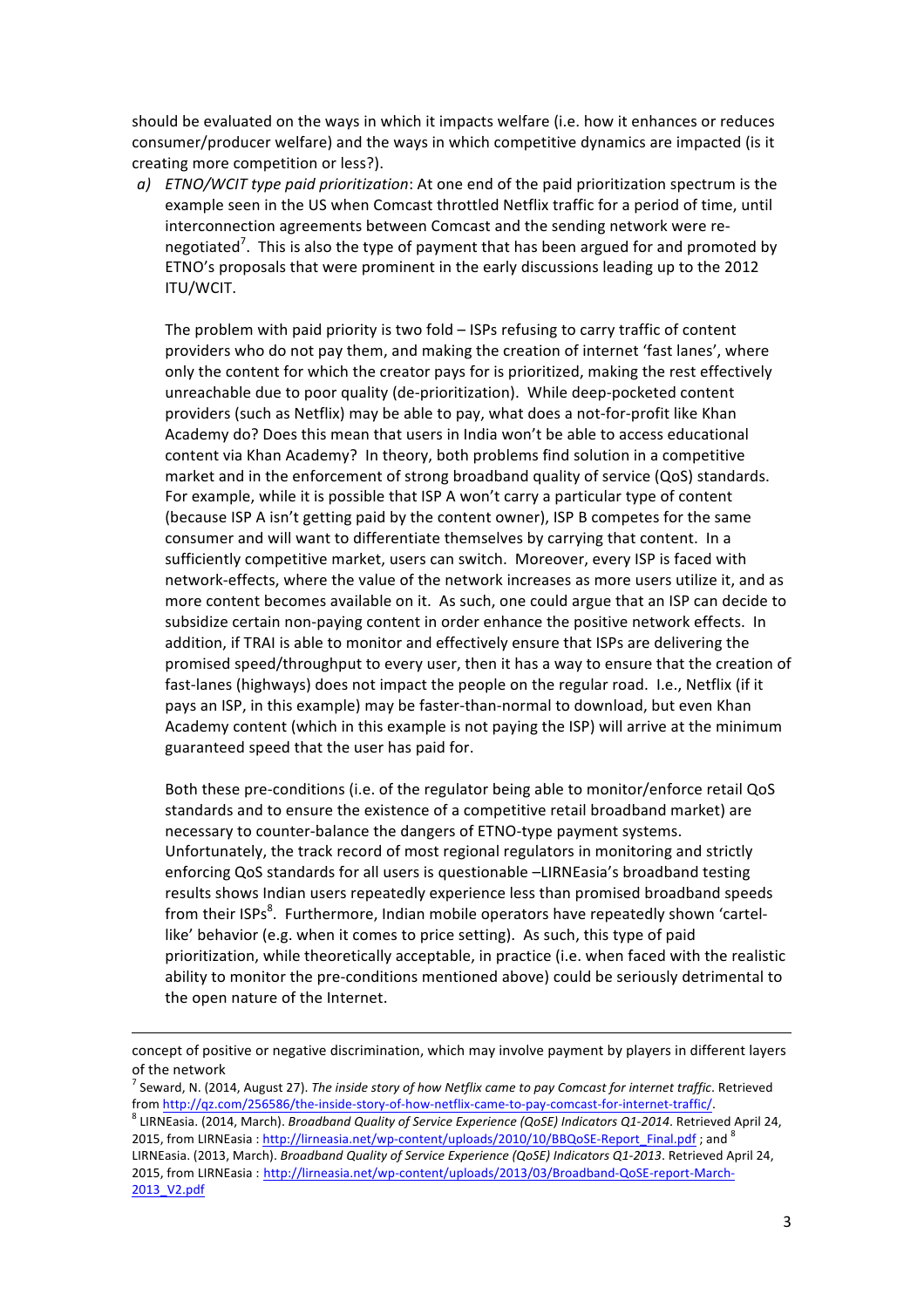should be evaluated on the ways in which it impacts welfare (i.e. how it enhances or reduces consumer/producer welfare) and the ways in which competitive dynamics are impacted (is it creating more competition or less?).

a) *ETNO/WCIT type paid prioritization*: At one end of the paid prioritization spectrum is the example seen in the US when Comcast throttled Netflix traffic for a period of time, until interconnection agreements between Comcast and the sending network were re-negotiated[7]. This is also the type of payment that has been argued for and promoted by ETNO's proposals that were prominent in the early discussions leading up to the 2012 ITU/WCIT.

   The problem with paid priority is two fold – ISPs refusing to carry traffic of content providers who do not pay them, and making the creation of internet 'fast lanes', where only the content for which the creator pays for is prioritized, making the rest effectively unreachable due to poor quality (de-prioritization). While deep-pocketed content providers (such as Netflix) may be able to pay, what does a not-for-profit like Khan Academy do? Does this mean that users in India won't be able to access educational content via Khan Academy? In theory, both problems find solution in a competitive market and in the enforcement of strong broadband quality of service (QoS) standards. For example, while it is possible that ISP A won't carry a particular type of content (because ISP A isn't getting paid by the content owner), ISP B competes for the same consumer and will want to differentiate themselves by carrying that content. In a sufficiently competitive market, users can switch. Moreover, every ISP is faced with network-effects, where the value of the network increases as more users utilize it, and as more content becomes available on it. As such, one could argue that an ISP can decide to subsidize certain non-paying content in order enhance the positive network effects. In addition, if TRAI is able to monitor and effectively ensure that ISPs are delivering the promised speed/throughput to every user, then it has a way to ensure that the creation of fast-lanes (highways) does not impact the people on the regular road. I.e., Netflix (if it pays an ISP, in this example) may be faster-than-normal to download, but even Khan Academy content (which in this example is not paying the ISP) will arrive at the minimum guaranteed speed that the user has paid for.

   Both these pre-conditions (i.e. of the regulator being able to monitor/enforce retail QoS standards and to ensure the existence of a competitive retail broadband market) are necessary to counter-balance the dangers of ETNO-type payment systems. Unfortunately, the track record of most regional regulators in monitoring and strictly enforcing QoS standards for all users is questionable –LIRNEasia's broadband testing results shows Indian users repeatedly experience less than promised broadband speeds from their ISPs[8]. Furthermore, Indian mobile operators have repeatedly shown 'cartel-like' behavior (e.g. when it comes to price setting). As such, this type of paid prioritization, while theoretically acceptable, in practice (i.e. when faced with the realistic ability to monitor the pre-conditions mentioned above) could be seriously detrimental to the open nature of the Internet.

---

concept of positive or negative discrimination, which may involve payment by players in different layers of the network

[7] Seward, N. (2014, August 27). *The inside story of how Netflix came to pay Comcast for internet traffic*. Retrieved from http://qz.com/256586/the-inside-story-of-how-netflix-came-to-pay-comcast-for-internet-traffic/.

[8] LIRNEasia. (2014, March). *Broadband Quality of Service Experience (QoSE) Indicators Q1-2014*. Retrieved April 24, 2015, from LIRNEasia : http://lirneasia.net/wp-content/uploads/2010/10/BBQoSE-Report_Final.pdf ; and [8] LIRNEasia. (2013, March). *Broadband Quality of Service Experience (QoSE) Indicators Q1-2013*. Retrieved April 24, 2015, from LIRNEasia : http://lirneasia.net/wp-content/uploads/2013/03/Broadband-QoSE-report-March-2013_V2.pdf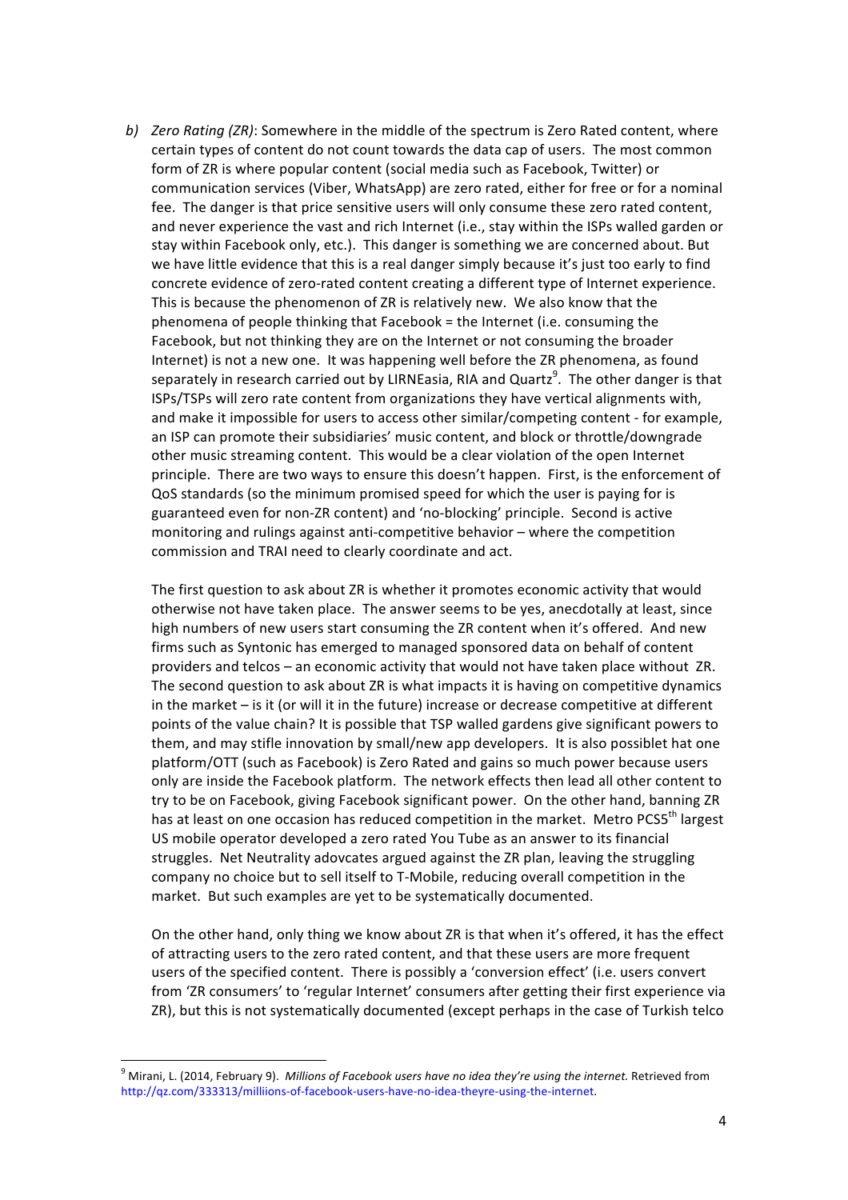b) *Zero Rating (ZR)*: Somewhere in the middle of the spectrum is Zero Rated content, where certain types of content do not count towards the data cap of users. The most common form of ZR is where popular content (social media such as Facebook, Twitter) or communication services (Viber, WhatsApp) are zero rated, either for free or for a nominal fee. The danger is that price sensitive users will only consume these zero rated content, and never experience the vast and rich Internet (i.e., stay within the ISPs walled garden or stay within Facebook only, etc.). This danger is something we are concerned about. But we have little evidence that this is a real danger simply because it's just too early to find concrete evidence of zero-rated content creating a different type of Internet experience. This is because the phenomenon of ZR is relatively new. We also know that the phenomena of people thinking that Facebook = the Internet (i.e. consuming the Facebook, but not thinking they are on the Internet or not consuming the broader Internet) is not a new one. It was happening well before the ZR phenomena, as found separately in research carried out by LIRNEasia, RIA and Quartz[9]. The other danger is that ISPs/TSPs will zero rate content from organizations they have vertical alignments with, and make it impossible for users to access other similar/competing content - for example, an ISP can promote their subsidiaries' music content, and block or throttle/downgrade other music streaming content. This would be a clear violation of the open Internet principle. There are two ways to ensure this doesn't happen. First, is the enforcement of QoS standards (so the minimum promised speed for which the user is paying for is guaranteed even for non-ZR content) and 'no-blocking' principle. Second is active monitoring and rulings against anti-competitive behavior – where the competition commission and TRAI need to clearly coordinate and act.

The first question to ask about ZR is whether it promotes economic activity that would otherwise not have taken place. The answer seems to be yes, anecdotally at least, since high numbers of new users start consuming the ZR content when it's offered. And new firms such as Syntonic has emerged to managed sponsored data on behalf of content providers and telcos – an economic activity that would not have taken place without ZR. The second question to ask about ZR is what impacts it is having on competitive dynamics in the market – is it (or will it in the future) increase or decrease competitive at different points of the value chain? It is possible that TSP walled gardens give significant powers to them, and may stifle innovation by small/new app developers. It is also possiblet hat one platform/OTT (such as Facebook) is Zero Rated and gains so much power because users only are inside the Facebook platform. The network effects then lead all other content to try to be on Facebook, giving Facebook significant power. On the other hand, banning ZR has at least on one occasion has reduced competition in the market. Metro PCS5th largest US mobile operator developed a zero rated You Tube as an answer to its financial struggles. Net Neutrality adovcates argued against the ZR plan, leaving the struggling company no choice but to sell itself to T-Mobile, reducing overall competition in the market. But such examples are yet to be systematically documented.

On the other hand, only thing we know about ZR is that when it's offered, it has the effect of attracting users to the zero rated content, and that these users are more frequent users of the specified content. There is possibly a 'conversion effect' (i.e. users convert from 'ZR consumers' to 'regular Internet' consumers after getting their first experience via ZR), but this is not systematically documented (except perhaps in the case of Turkish telco

---

[9] Mirani, L. (2014, February 9). *Millions of Facebook users have no idea they're using the internet.* Retrieved from http://qz.com/333313/milliions-of-facebook-users-have-no-idea-theyre-using-the-internet.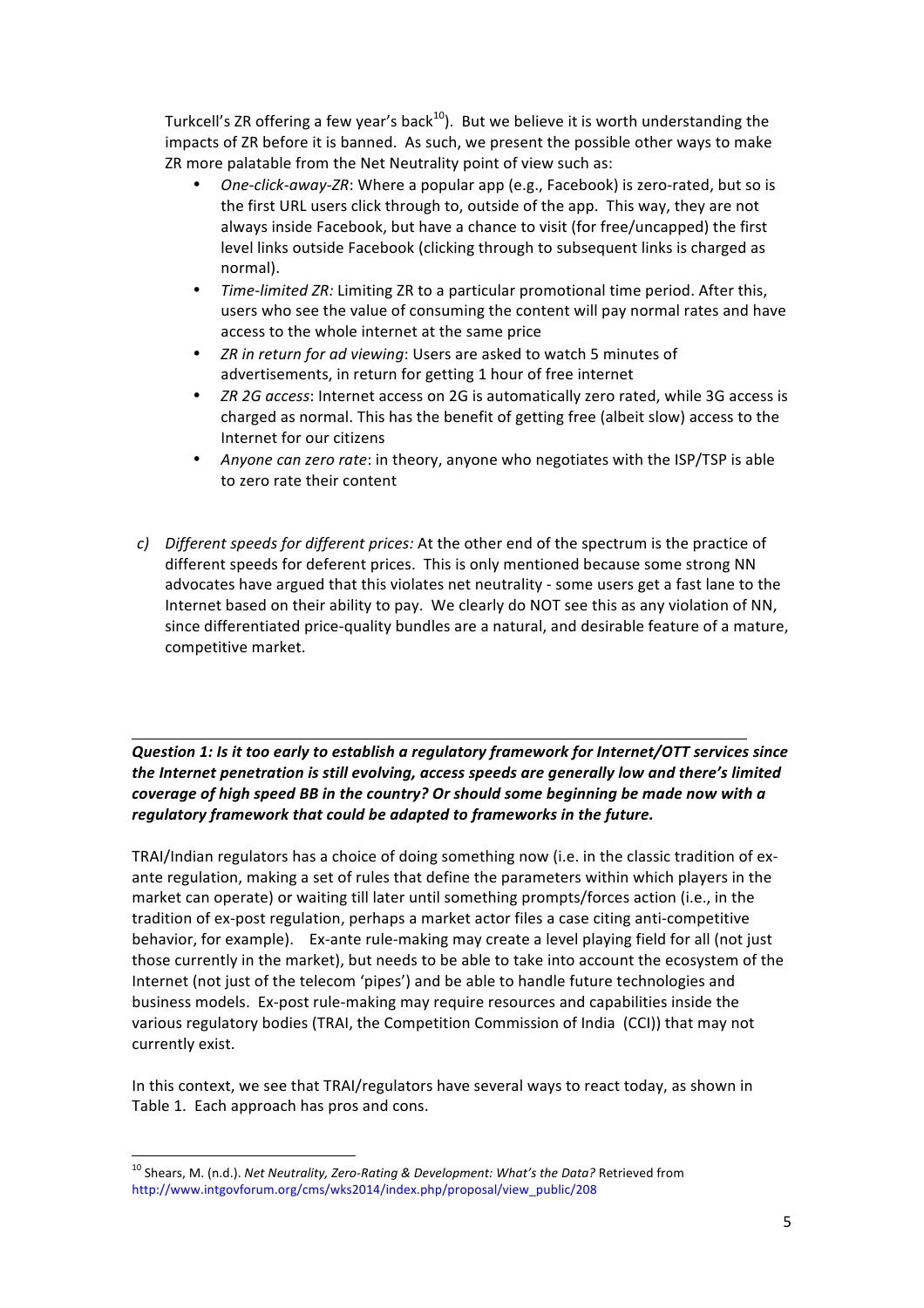Turkcell's ZR offering a few year's back[10]). But we believe it is worth understanding the impacts of ZR before it is banned. As such, we present the possible other ways to make ZR more palatable from the Net Neutrality point of view such as:

- *One-click-away-ZR*: Where a popular app (e.g., Facebook) is zero-rated, but so is the first URL users click through to, outside of the app. This way, they are not always inside Facebook, but have a chance to visit (for free/uncapped) the first level links outside Facebook (clicking through to subsequent links is charged as normal).
- *Time-limited ZR:* Limiting ZR to a particular promotional time period. After this, users who see the value of consuming the content will pay normal rates and have access to the whole internet at the same price
- *ZR in return for ad viewing*: Users are asked to watch 5 minutes of advertisements, in return for getting 1 hour of free internet
- *ZR 2G access*: Internet access on 2G is automatically zero rated, while 3G access is charged as normal. This has the benefit of getting free (albeit slow) access to the Internet for our citizens
- *Anyone can zero rate*: in theory, anyone who negotiates with the ISP/TSP is able to zero rate their content

c) *Different speeds for different prices:* At the other end of the spectrum is the practice of different speeds for deferent prices. This is only mentioned because some strong NN advocates have argued that this violates net neutrality - some users get a fast lane to the Internet based on their ability to pay. We clearly do NOT see this as any violation of NN, since differentiated price-quality bundles are a natural, and desirable feature of a mature, competitive market.

---

***Question 1: Is it too early to establish a regulatory framework for Internet/OTT services since the Internet penetration is still evolving, access speeds are generally low and there's limited coverage of high speed BB in the country? Or should some beginning be made now with a regulatory framework that could be adapted to frameworks in the future.***

TRAI/Indian regulators has a choice of doing something now (i.e. in the classic tradition of ex-ante regulation, making a set of rules that define the parameters within which players in the market can operate) or waiting till later until something prompts/forces action (i.e., in the tradition of ex-post regulation, perhaps a market actor files a case citing anti-competitive behavior, for example). Ex-ante rule-making may create a level playing field for all (not just those currently in the market), but needs to be able to take into account the ecosystem of the Internet (not just of the telecom 'pipes') and be able to handle future technologies and business models. Ex-post rule-making may require resources and capabilities inside the various regulatory bodies (TRAI, the Competition Commission of India (CCI)) that may not currently exist.

In this context, we see that TRAI/regulators have several ways to react today, as shown in Table 1. Each approach has pros and cons.

---

[10] Shears, M. (n.d.). *Net Neutrality, Zero-Rating & Development: What's the Data?* Retrieved from http://www.intgovforum.org/cms/wks2014/index.php/proposal/view_public/208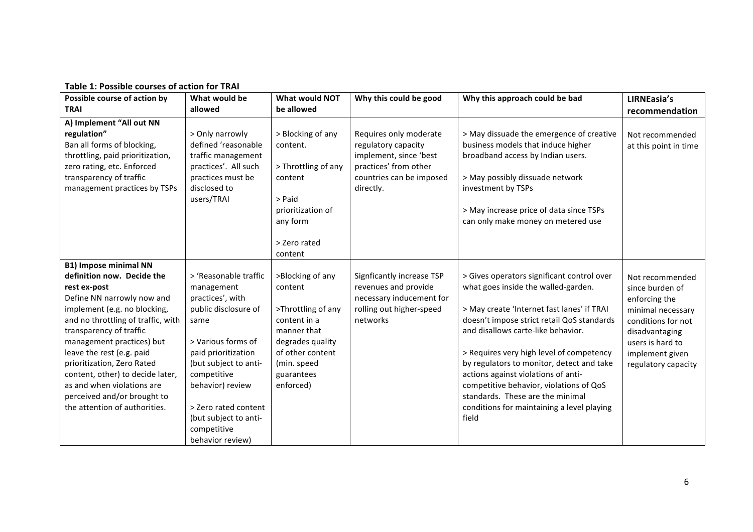**Table 1: Possible courses of action for TRAI**

| Possible course of action by TRAI | What would be allowed | What would NOT be allowed | Why this could be good | Why this approach could be bad | LIRNEasia's recommendation |
|---|---|---|---|---|---|
| **A) Implement "All out NN regulation"** Ban all forms of blocking, throttling, paid prioritization, zero rating, etc. Enforced transparency of traffic management practices by TSPs | > Only narrowly defined 'reasonable traffic management practices'. All such practices must be disclosed to users/TRAI | > Blocking of any content. > Throttling of any content > Paid prioritization of any form > Zero rated content | Requires only moderate regulatory capacity implement, since 'best practices' from other countries can be imposed directly. | > May dissuade the emergence of creative business models that induce higher broadband access by Indian users. > May possibly dissuade network investment by TSPs > May increase price of data since TSPs can only make money on metered use | Not recommended at this point in time |
| **B1) Impose minimal NN definition now. Decide the rest ex-post** Define NN narrowly now and implement (e.g. no blocking, and no throttling of traffic, with transparency of traffic management practices) but leave the rest (e.g. paid prioritization, Zero Rated content, other) to decide later, as and when violations are perceived and/or brought to the attention of authorities. | > 'Reasonable traffic management practices', with public disclosure of same > Various forms of paid prioritization (but subject to anti-competitive behavior) review > Zero rated content (but subject to anti-competitive behavior review) | >Blocking of any content >Throttling of any content in a manner that degrades quality of other content (min. speed guarantees enforced) | Signficantly increase TSP revenues and provide necessary inducement for rolling out higher-speed networks | > Gives operators significant control over what goes inside the walled-garden. > May create 'Internet fast lanes' if TRAI doesn't impose strict retail QoS standards and disallows carte-like behavior. > Requires very high level of competency by regulators to monitor, detect and take actions against violations of anti-competitive behavior, violations of QoS standards. These are the minimal conditions for maintaining a level playing field | Not recommended since burden of enforcing the minimal necessary conditions for not disadvantaging users is hard to implement given regulatory capacity |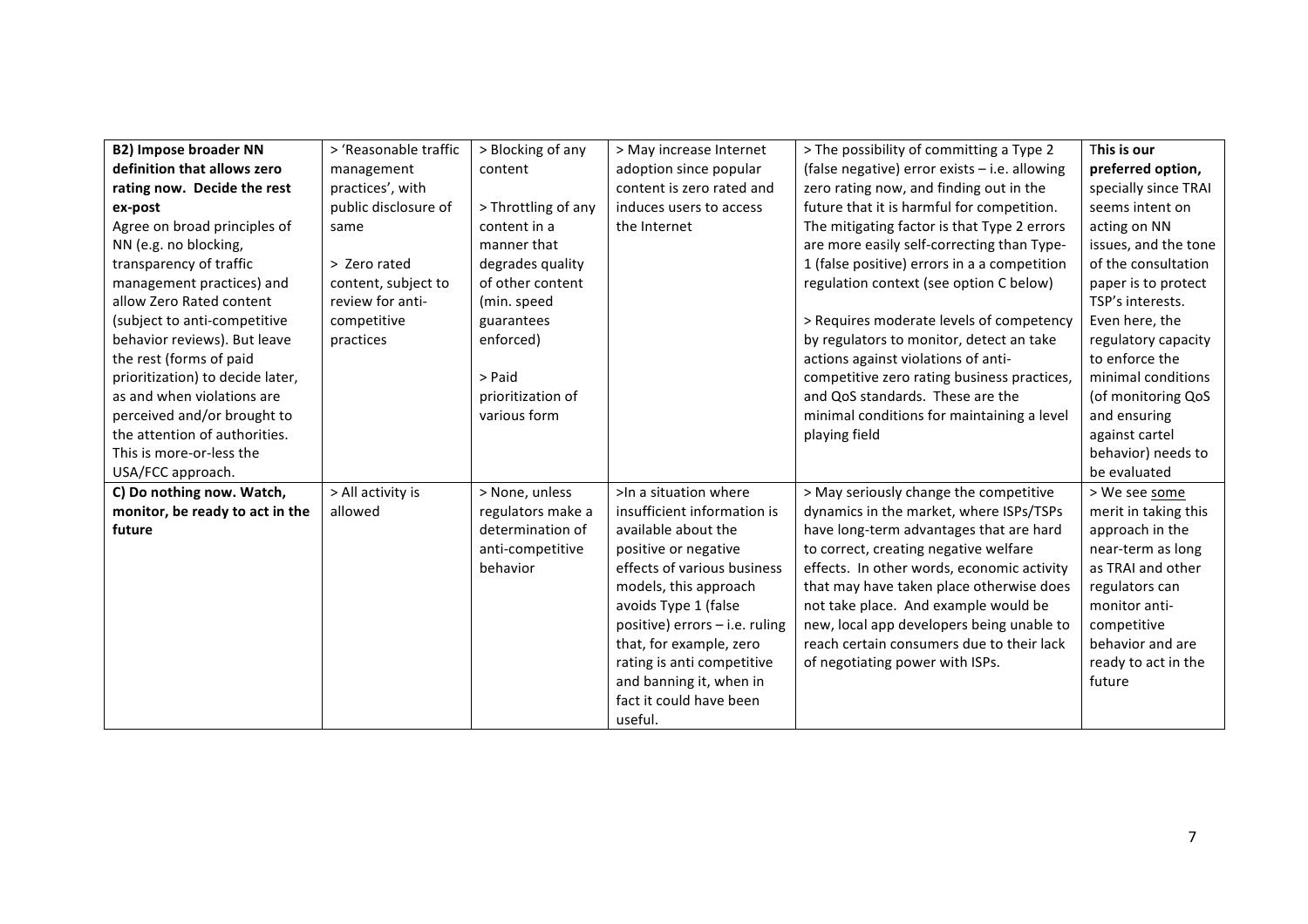| **B2) Impose broader NN definition that allows zero rating now. Decide the rest ex-post** Agree on broad principles of NN (e.g. no blocking, transparency of traffic management practices) and allow Zero Rated content (subject to anti-competitive behavior reviews). But leave the rest (forms of paid prioritization) to decide later, as and when violations are perceived and/or brought to the attention of authorities. This is more-or-less the USA/FCC approach. | > 'Reasonable traffic management practices', with public disclosure of same<br><br>> Zero rated content, subject to review for anti-competitive practices | > Blocking of any content<br><br>> Throttling of any content in a manner that degrades quality of other content (min. speed guarantees enforced)<br><br>> Paid prioritization of various form | > May increase Internet adoption since popular content is zero rated and induces users to access the Internet | > The possibility of committing a Type 2 (false negative) error exists – i.e. allowing zero rating now, and finding out in the future that it is harmful for competition. The mitigating factor is that Type 2 errors are more easily self-correcting than Type-1 (false positive) errors in a a competition regulation context (see option C below)<br><br>> Requires moderate levels of competency by regulators to monitor, detect an take actions against violations of anti-competitive zero rating business practices, and QoS standards. These are the minimal conditions for maintaining a level playing field | T**his is our preferred option,** specially since TRAI seems intent on acting on NN issues, and the tone of the consultation paper is to protect TSP's interests. Even here, the regulatory capacity to enforce the minimal conditions (of monitoring QoS and ensuring against cartel behavior) needs to be evaluated |
|---|---|---|---|---|---|
| **C) Do nothing now. Watch, monitor, be ready to act in the future** | > All activity is allowed | > None, unless regulators make a determination of anti-competitive behavior | >In a situation where insufficient information is available about the positive or negative effects of various business models, this approach avoids Type 1 (false positive) errors – i.e. ruling that, for example, zero rating is anti competitive and banning it, when in fact it could have been useful. | > May seriously change the competitive dynamics in the market, where ISPs/TSPs have long-term advantages that are hard to correct, creating negative welfare effects. In other words, economic activity that may have taken place otherwise does not take place. And example would be new, local app developers being unable to reach certain consumers due to their lack of negotiating power with ISPs. | > We see <u>some</u> merit in taking this approach in the near-term as long as TRAI and other regulators can monitor anti-competitive behavior and are ready to act in the future |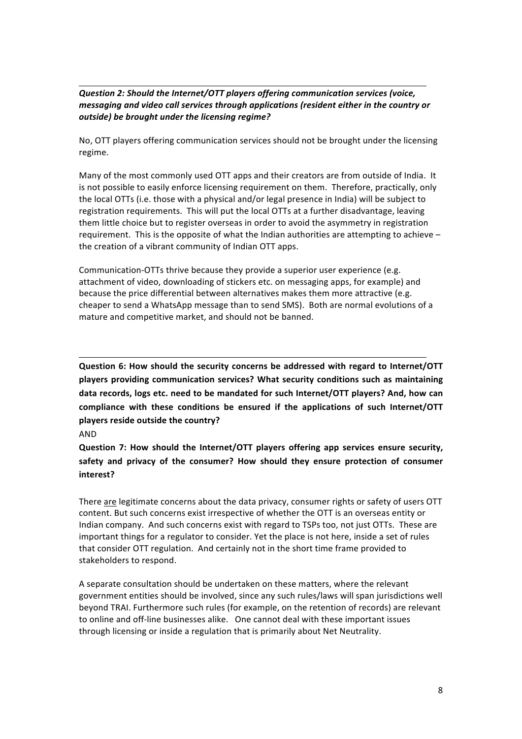---

***Question 2: Should the Internet/OTT players offering communication services (voice, messaging and video call services through applications (resident either in the country or outside) be brought under the licensing regime?***

No, OTT players offering communication services should not be brought under the licensing regime.

Many of the most commonly used OTT apps and their creators are from outside of India. It is not possible to easily enforce licensing requirement on them. Therefore, practically, only the local OTTs (i.e. those with a physical and/or legal presence in India) will be subject to registration requirements. This will put the local OTTs at a further disadvantage, leaving them little choice but to register overseas in order to avoid the asymmetry in registration requirement. This is the opposite of what the Indian authorities are attempting to achieve – the creation of a vibrant community of Indian OTT apps.

Communication-OTTs thrive because they provide a superior user experience (e.g. attachment of video, downloading of stickers etc. on messaging apps, for example) and because the price differential between alternatives makes them more attractive (e.g. cheaper to send a WhatsApp message than to send SMS). Both are normal evolutions of a mature and competitive market, and should not be banned.

---

**Question 6: How should the security concerns be addressed with regard to Internet/OTT players providing communication services? What security conditions such as maintaining data records, logs etc. need to be mandated for such Internet/OTT players? And, how can compliance with these conditions be ensured if the applications of such Internet/OTT players reside outside the country?**

AND

**Question 7: How should the Internet/OTT players offering app services ensure security, safety and privacy of the consumer? How should they ensure protection of consumer interest?**

There <u>are</u> legitimate concerns about the data privacy, consumer rights or safety of users OTT content. But such concerns exist irrespective of whether the OTT is an overseas entity or Indian company. And such concerns exist with regard to TSPs too, not just OTTs. These are important things for a regulator to consider. Yet the place is not here, inside a set of rules that consider OTT regulation. And certainly not in the short time frame provided to stakeholders to respond.

A separate consultation should be undertaken on these matters, where the relevant government entities should be involved, since any such rules/laws will span jurisdictions well beyond TRAI. Furthermore such rules (for example, on the retention of records) are relevant to online and off-line businesses alike. One cannot deal with these important issues through licensing or inside a regulation that is primarily about Net Neutrality.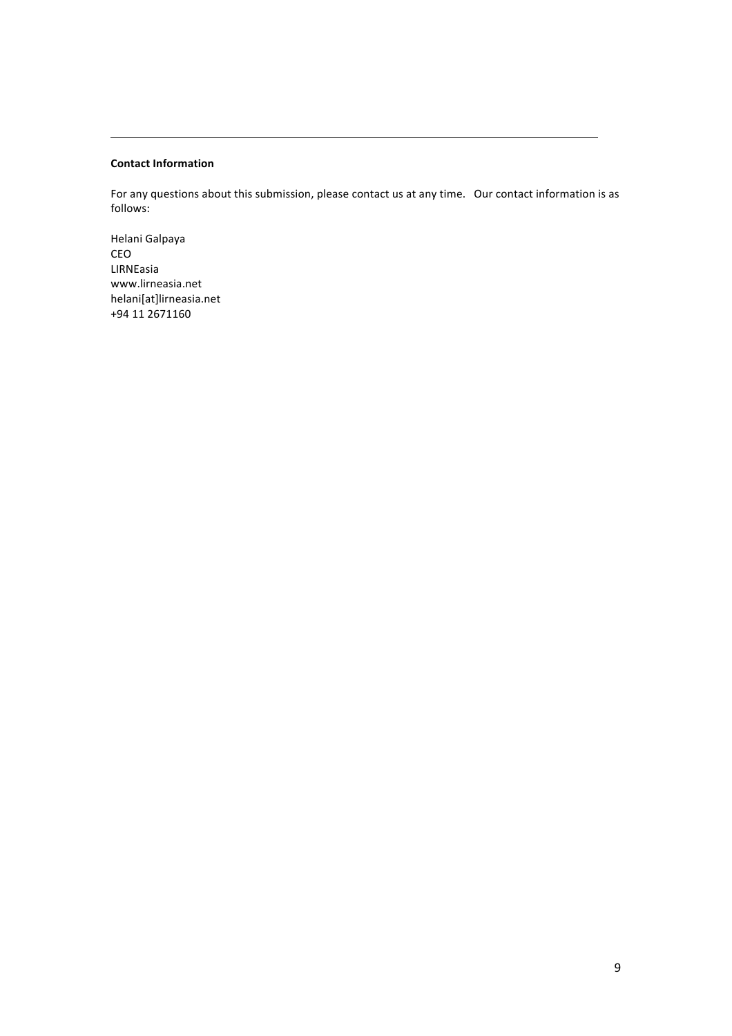---

**Contact Information**

For any questions about this submission, please contact us at any time. Our contact information is as follows:

Helani Galpaya
CEO
LIRNEasia
www.lirneasia.net
helani[at]lirneasia.net
+94 11 2671160